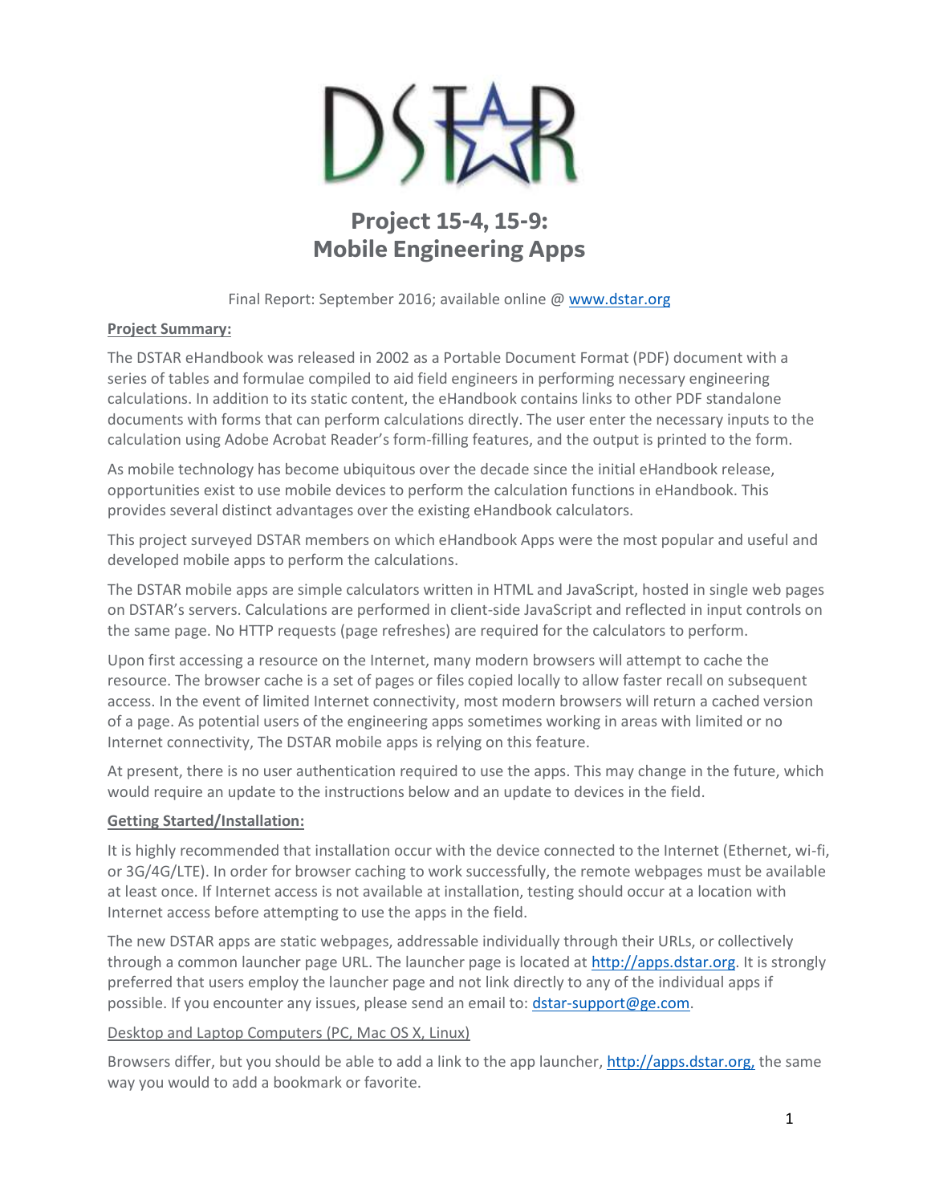# Project 15-4, 15-9: Mobile Engineering Apps

Final Report: September 2016; available online @ www.dstar.org

**Project Summary:**

The DSTAR eHandbook was released in 2002 as a Portable Document Format (PDF) document with a series of tables and formulae compiled to aid field engineers in performing necessary engineering calculations. In addition to its static content, the eHandbook contains links to other PDF standalone documents with forms that can perform calculations directly. The user enter the necessary inputs to the calculation using Adobe Acrobat Reader's form-filling features, and the output is printed to the form.

As mobile technology has become ubiquitous over the decade since the initial eHandbook release, opportunities exist to use mobile devices to perform the calculation functions in eHandbook. This provides several distinct advantages over the existing eHandbook calculators.

This project surveyed DSTAR members on which eHandbook Apps were the most popular and useful and developed mobile apps to perform the calculations.

The DSTAR mobile apps are simple calculators written in HTML and JavaScript, hosted in single web pages on DSTAR's servers. Calculations are performed in client-side JavaScript and reflected in input controls on the same page. No HTTP requests (page refreshes) are required for the calculators to perform.

Upon first accessing a resource on the Internet, many modern browsers will attempt to cache the resource. The browser cache is a set of pages or files copied locally to allow faster recall on subsequent access. In the event of limited Internet connectivity, most modern browsers will return a cached version of a page. As potential users of the engineering apps sometimes working in areas with limited or no Internet connectivity, The DSTAR mobile apps is relying on this feature.

At present, there is no user authentication required to use the apps. This may change in the future, which would require an update to the instructions below and an update to devices in the field.

**Getting Started/Installation:**

It is highly recommended that installation occur with the device connected to the Internet (Ethernet, wi-fi, or 3G/4G/LTE). In order for browser caching to work successfully, the remote webpages must be available at least once. If Internet access is not available at installation, testing should occur at a location with Internet access before attempting to use the apps in the field.

The new DSTAR apps are static webpages, addressable individually through their URLs, or collectively through a common launcher page URL. The launcher page is located at http://apps.dstar.org. It is strongly preferred that users employ the launcher page and not link directly to any of the individual apps if possible. If you encounter any issues, please send an email to: dstar-support@ge.com.

Desktop and Laptop Computers (PC, Mac OS X, Linux)

Browsers differ, but you should be able to add a link to the app launcher, http://apps.dstar.org, the same way you would to add a bookmark or favorite.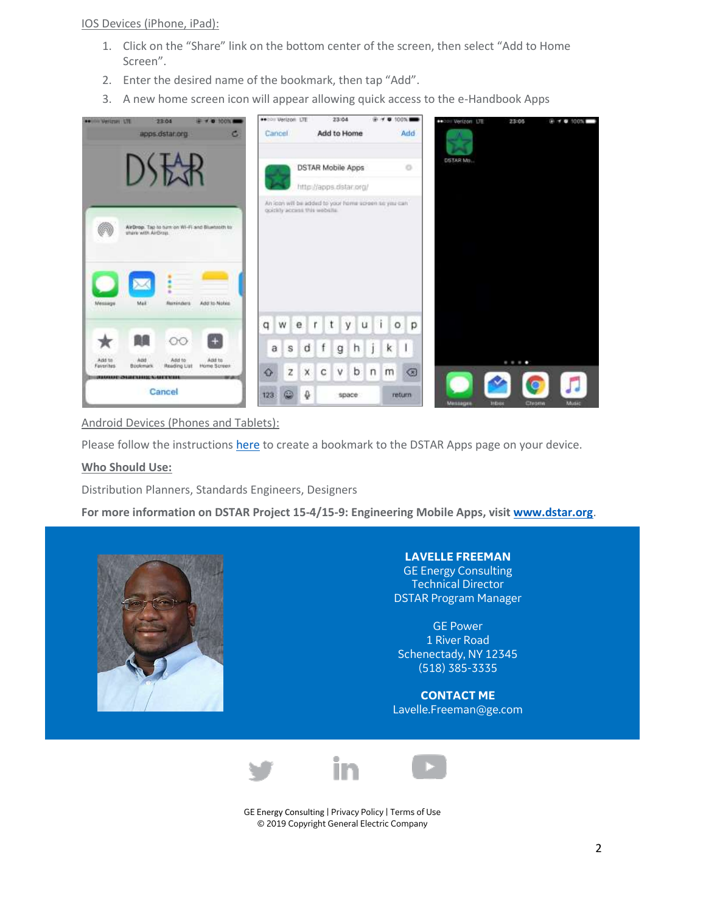IOS Devices (iPhone, iPad):

1. Click on the "Share" link on the bottom center of the screen, then select "Add to Home Screen".
2. Enter the desired name of the bookmark, then tap "Add".
3. A new home screen icon will appear allowing quick access to the e-Handbook Apps

Android Devices (Phones and Tablets):

Please follow the instructions here to create a bookmark to the DSTAR Apps page on your device.

**Who Should Use:**

Distribution Planners, Standards Engineers, Designers

**For more information on DSTAR Project 15-4/15-9: Engineering Mobile Apps, visit www.dstar.org.**

**LAVELLE FREEMAN**
GE Energy Consulting
Technical Director
DSTAR Program Manager

GE Power
1 River Road
Schenectady, NY 12345
(518) 385-3335

**CONTACT ME**
Lavelle.Freeman@ge.com

GE Energy Consulting | Privacy Policy | Terms of Use
© 2019 Copyright General Electric Company